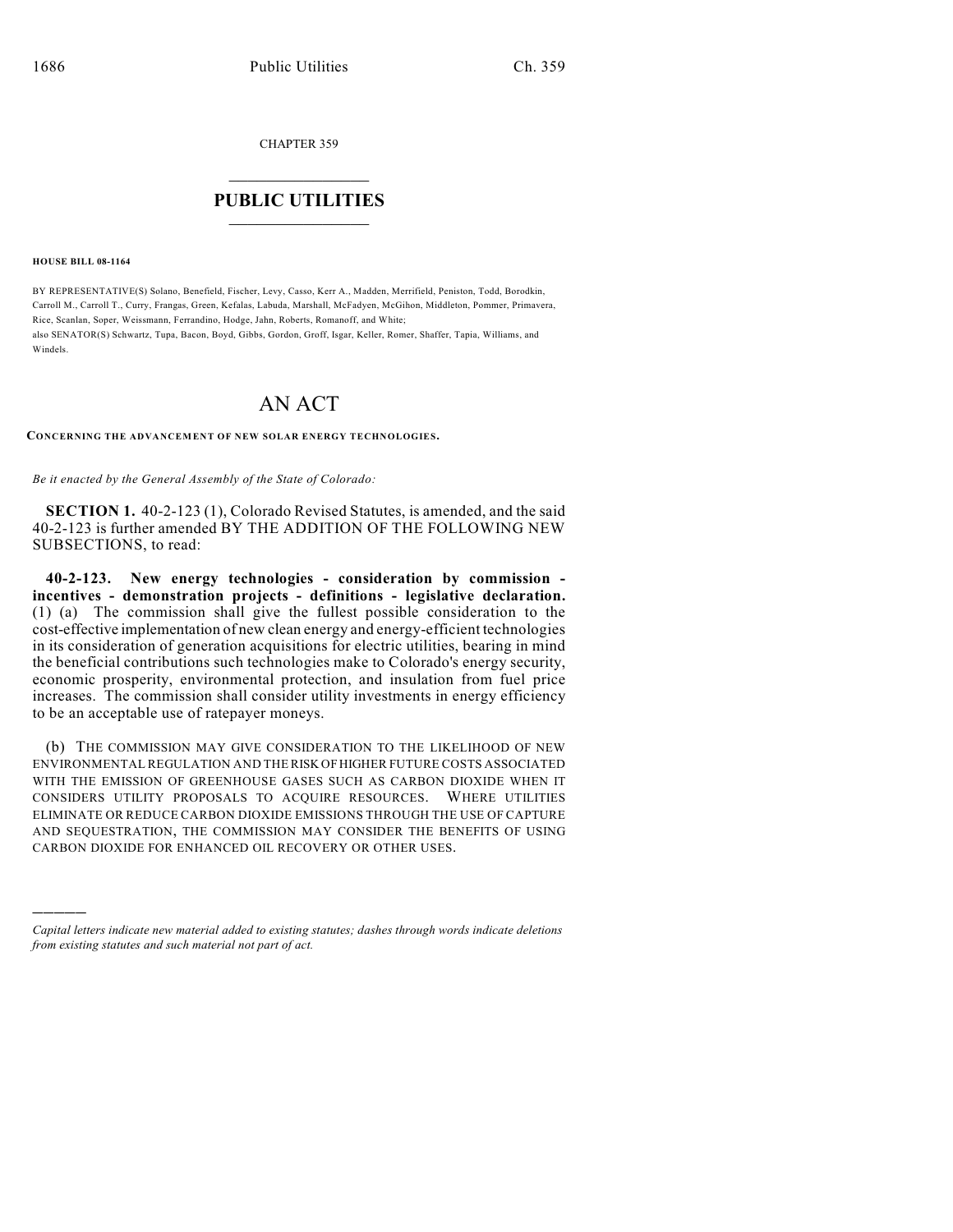CHAPTER 359

# PUBLIC UTILITIES

**HOUSE BILL 08-1164**

BY REPRESENTATIVE(S) Solano, Benefield, Fischer, Levy, Casso, Kerr A., Madden, Merrifield, Peniston, Todd, Borodkin, Carroll M., Carroll T., Curry, Frangas, Green, Kefalas, Labuda, Marshall, McFadyen, McGihon, Middleton, Pommer, Primavera, Rice, Scanlan, Soper, Weissmann, Ferrandino, Hodge, Jahn, Roberts, Romanoff, and White;
also SENATOR(S) Schwartz, Tupa, Bacon, Boyd, Gibbs, Gordon, Groff, Isgar, Keller, Romer, Shaffer, Tapia, Williams, and Windels.

# AN ACT

**CONCERNING THE ADVANCEMENT OF NEW SOLAR ENERGY TECHNOLOGIES.**

*Be it enacted by the General Assembly of the State of Colorado:*

**SECTION 1.** 40-2-123 (1), Colorado Revised Statutes, is amended, and the said 40-2-123 is further amended BY THE ADDITION OF THE FOLLOWING NEW SUBSECTIONS, to read:

**40-2-123. New energy technologies - consideration by commission - incentives - demonstration projects - definitions - legislative declaration.** (1) (a) The commission shall give the fullest possible consideration to the cost-effective implementation of new clean energy and energy-efficient technologies in its consideration of generation acquisitions for electric utilities, bearing in mind the beneficial contributions such technologies make to Colorado's energy security, economic prosperity, environmental protection, and insulation from fuel price increases. The commission shall consider utility investments in energy efficiency to be an acceptable use of ratepayer moneys.

(b) THE COMMISSION MAY GIVE CONSIDERATION TO THE LIKELIHOOD OF NEW ENVIRONMENTAL REGULATION AND THE RISK OF HIGHER FUTURE COSTS ASSOCIATED WITH THE EMISSION OF GREENHOUSE GASES SUCH AS CARBON DIOXIDE WHEN IT CONSIDERS UTILITY PROPOSALS TO ACQUIRE RESOURCES. WHERE UTILITIES ELIMINATE OR REDUCE CARBON DIOXIDE EMISSIONS THROUGH THE USE OF CAPTURE AND SEQUESTRATION, THE COMMISSION MAY CONSIDER THE BENEFITS OF USING CARBON DIOXIDE FOR ENHANCED OIL RECOVERY OR OTHER USES.

---

*Capital letters indicate new material added to existing statutes; dashes through words indicate deletions from existing statutes and such material not part of act.*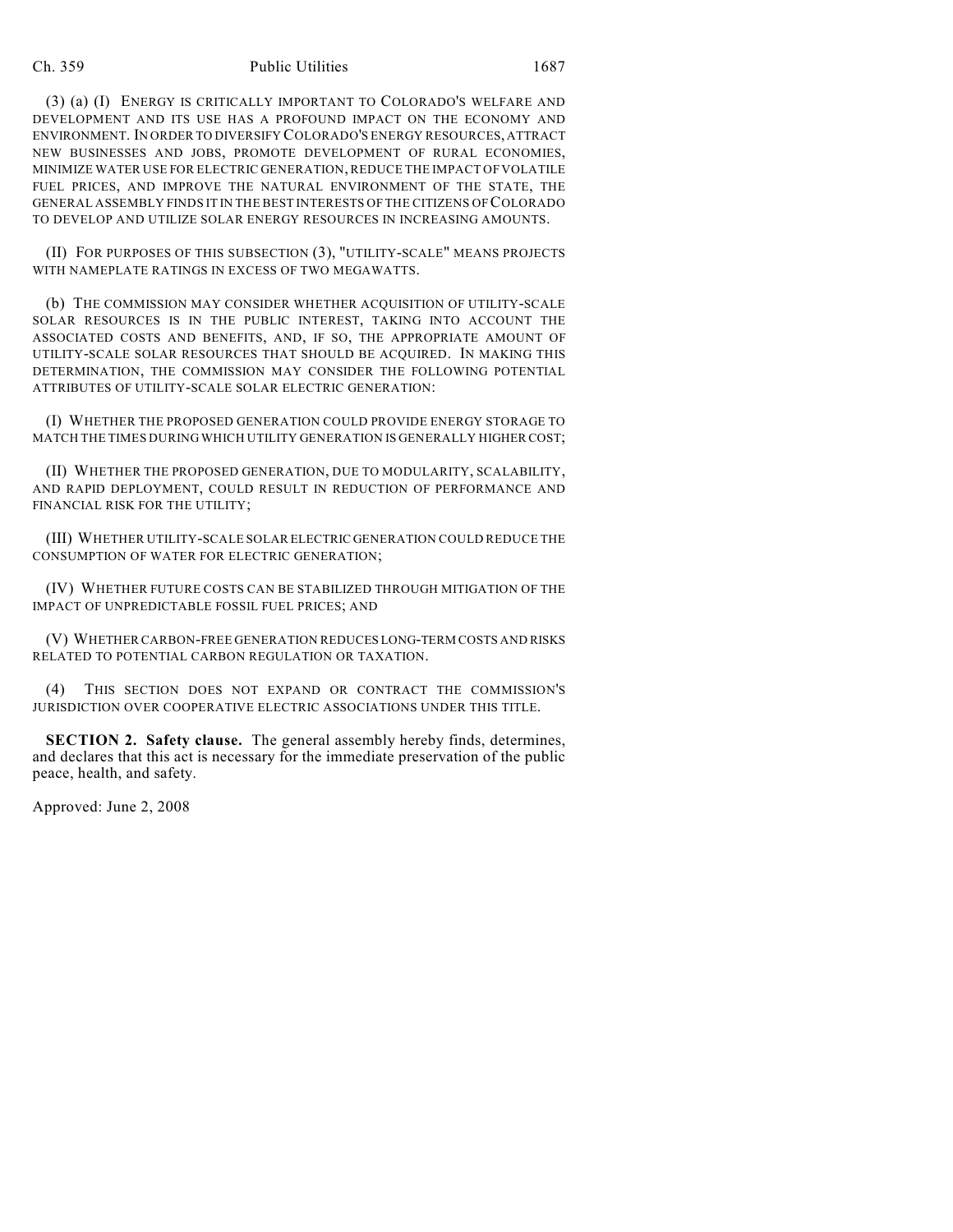(3) (a) (I) ENERGY IS CRITICALLY IMPORTANT TO COLORADO'S WELFARE AND DEVELOPMENT AND ITS USE HAS A PROFOUND IMPACT ON THE ECONOMY AND ENVIRONMENT. IN ORDER TO DIVERSIFY COLORADO'S ENERGY RESOURCES, ATTRACT NEW BUSINESSES AND JOBS, PROMOTE DEVELOPMENT OF RURAL ECONOMIES, MINIMIZE WATER USE FOR ELECTRIC GENERATION, REDUCE THE IMPACT OF VOLATILE FUEL PRICES, AND IMPROVE THE NATURAL ENVIRONMENT OF THE STATE, THE GENERAL ASSEMBLY FINDS IT IN THE BEST INTERESTS OF THE CITIZENS OF COLORADO TO DEVELOP AND UTILIZE SOLAR ENERGY RESOURCES IN INCREASING AMOUNTS.

(II) FOR PURPOSES OF THIS SUBSECTION (3), "UTILITY-SCALE" MEANS PROJECTS WITH NAMEPLATE RATINGS IN EXCESS OF TWO MEGAWATTS.

(b) THE COMMISSION MAY CONSIDER WHETHER ACQUISITION OF UTILITY-SCALE SOLAR RESOURCES IS IN THE PUBLIC INTEREST, TAKING INTO ACCOUNT THE ASSOCIATED COSTS AND BENEFITS, AND, IF SO, THE APPROPRIATE AMOUNT OF UTILITY-SCALE SOLAR RESOURCES THAT SHOULD BE ACQUIRED. IN MAKING THIS DETERMINATION, THE COMMISSION MAY CONSIDER THE FOLLOWING POTENTIAL ATTRIBUTES OF UTILITY-SCALE SOLAR ELECTRIC GENERATION:

(I) WHETHER THE PROPOSED GENERATION COULD PROVIDE ENERGY STORAGE TO MATCH THE TIMES DURING WHICH UTILITY GENERATION IS GENERALLY HIGHER COST;

(II) WHETHER THE PROPOSED GENERATION, DUE TO MODULARITY, SCALABILITY, AND RAPID DEPLOYMENT, COULD RESULT IN REDUCTION OF PERFORMANCE AND FINANCIAL RISK FOR THE UTILITY;

(III) WHETHER UTILITY-SCALE SOLAR ELECTRIC GENERATION COULD REDUCE THE CONSUMPTION OF WATER FOR ELECTRIC GENERATION;

(IV) WHETHER FUTURE COSTS CAN BE STABILIZED THROUGH MITIGATION OF THE IMPACT OF UNPREDICTABLE FOSSIL FUEL PRICES; AND

(V) WHETHER CARBON-FREE GENERATION REDUCES LONG-TERM COSTS AND RISKS RELATED TO POTENTIAL CARBON REGULATION OR TAXATION.

(4) THIS SECTION DOES NOT EXPAND OR CONTRACT THE COMMISSION'S JURISDICTION OVER COOPERATIVE ELECTRIC ASSOCIATIONS UNDER THIS TITLE.

**SECTION 2. Safety clause.** The general assembly hereby finds, determines, and declares that this act is necessary for the immediate preservation of the public peace, health, and safety.

Approved: June 2, 2008